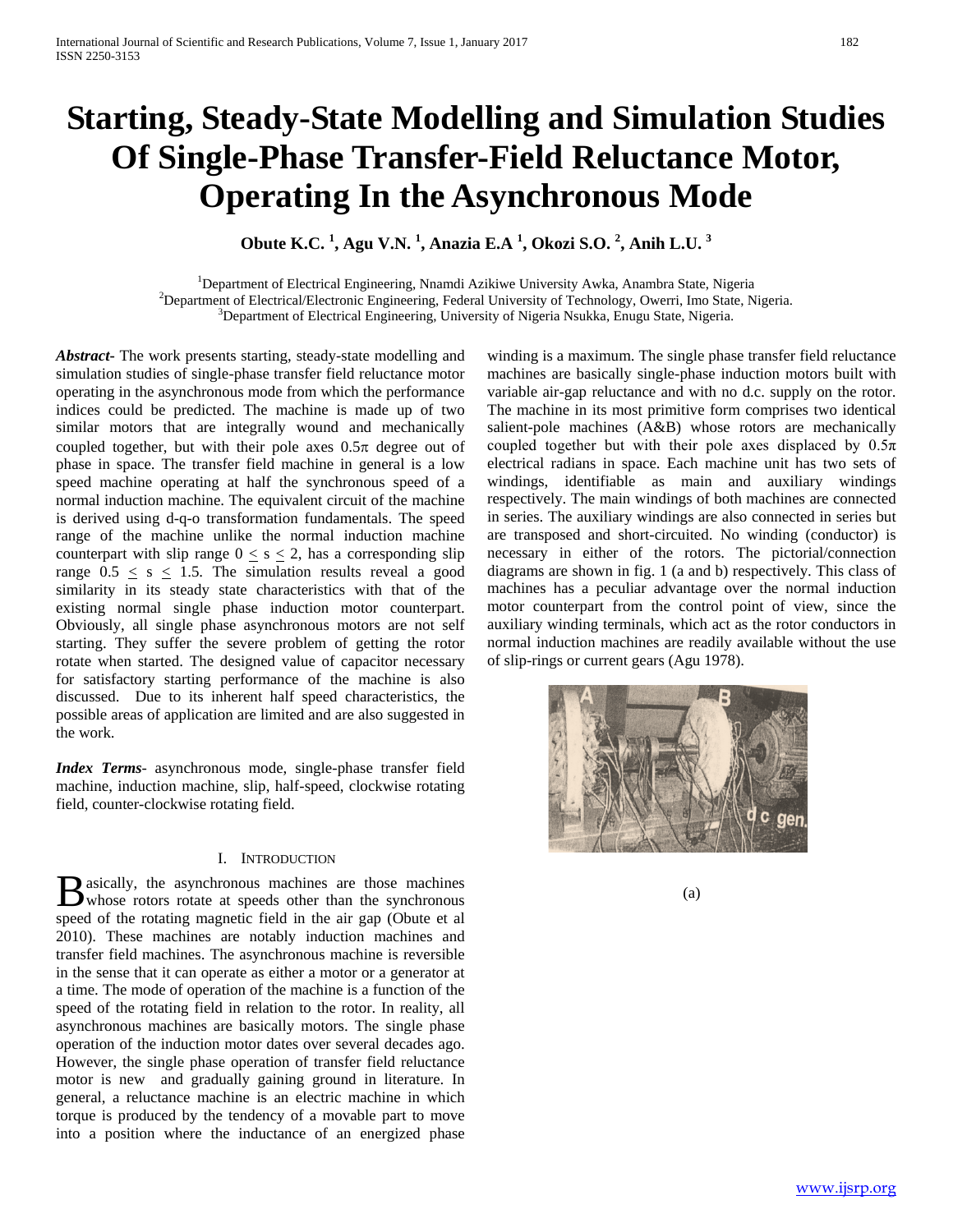# Starting, Steady-State Modelling and Simulation Studies Of Single-Phase Transfer-Field Reluctance Motor, Operating In the Asynchronous Mode

**Obute K.C. [1], Agu V.N. [1], Anazia E.A [1], Okozi S.O. [2], Anih L.U. [3]**

[1]Department of Electrical Engineering, Nnamdi Azikiwe University Awka, Anambra State, Nigeria
[2]Department of Electrical/Electronic Engineering, Federal University of Technology, Owerri, Imo State, Nigeria.
[3]Department of Electrical Engineering, University of Nigeria Nsukka, Enugu State, Nigeria.

***Abstract***- The work presents starting, steady-state modelling and simulation studies of single-phase transfer field reluctance motor operating in the asynchronous mode from which the performance indices could be predicted. The machine is made up of two similar motors that are integrally wound and mechanically coupled together, but with their pole axes $0.5\pi$ degree out of phase in space. The transfer field machine in general is a low speed machine operating at half the synchronous speed of a normal induction machine. The equivalent circuit of the machine is derived using d-q-o transformation fundamentals. The speed range of the machine unlike the normal induction machine counterpart with slip range $0 \leq s \leq 2$, has a corresponding slip range $0.5 \leq s \leq 1.5$. The simulation results reveal a good similarity in its steady state characteristics with that of the existing normal single phase induction motor counterpart. Obviously, all single phase asynchronous motors are not self starting. They suffer the severe problem of getting the rotor rotate when started. The designed value of capacitor necessary for satisfactory starting performance of the machine is also discussed. Due to its inherent half speed characteristics, the possible areas of application are limited and are also suggested in the work.

***Index Terms***- asynchronous mode, single-phase transfer field machine, induction machine, slip, half-speed, clockwise rotating field, counter-clockwise rotating field.

## I. Introduction

Basically, the asynchronous machines are those machines whose rotors rotate at speeds other than the synchronous speed of the rotating magnetic field in the air gap (Obute et al 2010). These machines are notably induction machines and transfer field machines. The asynchronous machine is reversible in the sense that it can operate as either a motor or a generator at a time. The mode of operation of the machine is a function of the speed of the rotating field in relation to the rotor. In reality, all asynchronous machines are basically motors. The single phase operation of the induction motor dates over several decades ago. However, the single phase operation of transfer field reluctance motor is new and gradually gaining ground in literature. In general, a reluctance machine is an electric machine in which torque is produced by the tendency of a movable part to move into a position where the inductance of an energized phase winding is a maximum. The single phase transfer field reluctance machines are basically single-phase induction motors built with variable air-gap reluctance and with no d.c. supply on the rotor. The machine in its most primitive form comprises two identical salient-pole machines (A&B) whose rotors are mechanically coupled together but with their pole axes displaced by $0.5\pi$ electrical radians in space. Each machine unit has two sets of windings, identifiable as main and auxiliary windings respectively. The main windings of both machines are connected in series. The auxiliary windings are also connected in series but are transposed and short-circuited. No winding (conductor) is necessary in either of the rotors. The pictorial/connection diagrams are shown in fig. 1 (a and b) respectively. This class of machines has a peculiar advantage over the normal induction motor counterpart from the control point of view, since the auxiliary winding terminals, which act as the rotor conductors in normal induction machines are readily available without the use of slip-rings or current gears (Agu 1978).

(a)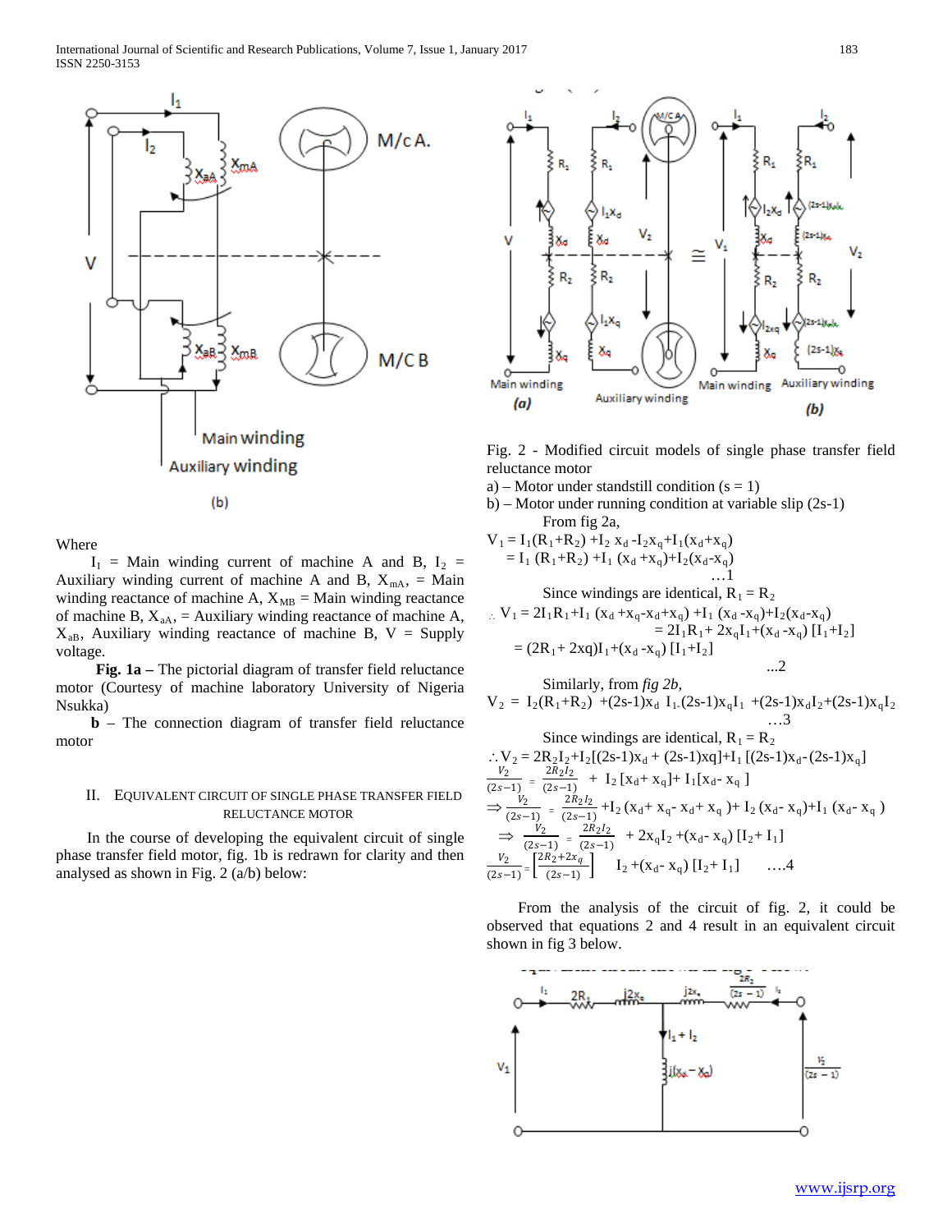(b)

Where

$I_1$ = Main winding current of machine A and B, $I_2$ = Auxiliary winding current of machine A and B, $X_{mA}$, = Main winding reactance of machine A, $X_{MB}$ = Main winding reactance of machine B, $X_{aA}$, = Auxiliary winding reactance of machine A, $X_{aB}$, Auxiliary winding reactance of machine B, V = Supply voltage.

**Fig. 1a –** The pictorial diagram of transfer field reluctance motor (Courtesy of machine laboratory University of Nigeria Nsukka)

**b** – The connection diagram of transfer field reluctance motor

## II. Equivalent Circuit of Single Phase Transfer Field Reluctance Motor

In the course of developing the equivalent circuit of single phase transfer field motor, fig. 1b is redrawn for clarity and then analysed as shown in Fig. 2 (a/b) below:

Fig. 2 - Modified circuit models of single phase transfer field reluctance motor

a) – Motor under standstill condition (s = 1)

b) – Motor under running condition at variable slip (2s-1)

From fig 2a,

$$V_1 = I_1(R_1+R_2) + I_2 x_d - I_2 x_q + I_1(x_d+x_q)$$
$$= I_1(R_1+R_2) + I_1(x_d+x_q) + I_2(x_d-x_q) \quad \ldots 1$$

Since windings are identical, $R_1 = R_2$

$$\therefore V_1 = 2I_1R_1 + I_1(x_d+x_q-x_d+x_q) + I_1(x_d-x_q) + I_2(x_d-x_q)$$
$$= 2I_1R_1 + 2x_qI_1 + (x_d-x_q)[I_1+I_2]$$
$$= (2R_1+2xq)I_1 + (x_d-x_q)[I_1+I_2] \quad \ldots 2$$

Similarly, from *fig 2b,*

$$V_2 = I_2(R_1+R_2) + (2s-1)x_d I_1 - (2s-1)x_q I_1 + (2s-1)x_d I_2 + (2s-1)x_q I_2 \quad \ldots 3$$

Since windings are identical, $R_1 = R_2$

$$\therefore V_2 = 2R_2I_2 + I_2[(2s-1)x_d + (2s-1)xq] + I_1[(2s-1)x_d - (2s-1)x_q]$$

$$\frac{V_2}{(2s-1)} = \frac{2R_2I_2}{(2s-1)} + I_2[x_d+x_q] + I_1[x_d-x_q]$$

$$\Rightarrow \frac{V_2}{(2s-1)} = \frac{2R_2I_2}{(2s-1)} + I_2(x_d+x_q-x_d+x_q) + I_2(x_d-x_q) + I_1(x_d-x_q)$$

$$\Rightarrow \frac{V_2}{(2s-1)} = \frac{2R_2I_2}{(2s-1)} + 2x_qI_2 + (x_d-x_q)[I_2+I_1]$$

$$\frac{V_2}{(2s-1)} = \left[\frac{2R_2+2x_q}{(2s-1)}\right] I_2 + (x_d-x_q)[I_2+I_1] \quad \ldots 4$$

From the analysis of the circuit of fig. 2, it could be observed that equations 2 and 4 result in an equivalent circuit shown in fig 3 below.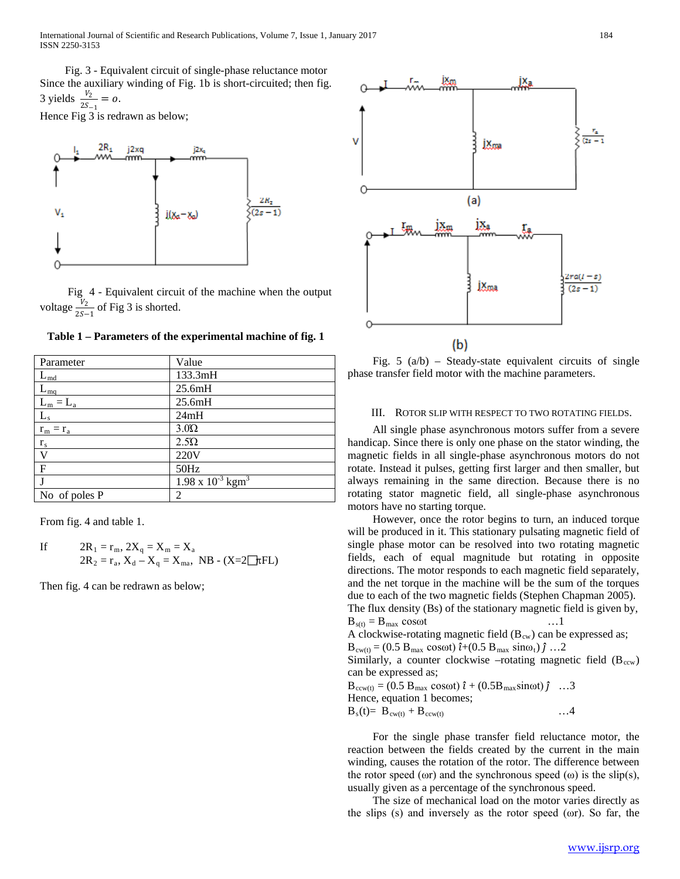Fig. 3 - Equivalent circuit of single-phase reluctance motor Since the auxiliary winding of Fig. 1b is short-circuited; then fig. 3 yields $\frac{V_2}{2S_{-1}} = o$.

Hence Fig 3 is redrawn as below;

Fig 4 - Equivalent circuit of the machine when the output voltage $\frac{V_2}{2S-1}$ of Fig 3 is shorted.

**Table 1 – Parameters of the experimental machine of fig. 1**

| Parameter | Value |
|---|---|
| $L_{md}$ | 133.3mH |
| $L_{mq}$ | 25.6mH |
| $L_m = L_a$ | 25.6mH |
| $L_s$ | 24mH |
| $r_m = r_a$ | 3.0Ω |
| $r_s$ | 2.5Ω |
| V | 220V |
| F | 50Hz |
| J | $1.98 \times 10^{-3}$ kgm$^3$ |
| No of poles P | 2 |

From fig. 4 and table 1.

If $2R_1 = r_m$, $2X_q = X_m = X_a$
$2R_2 = r_a$, $X_d - X_q = X_{ma}$, NB - ($X=2\pi FL$)

Then fig. 4 can be redrawn as below;

Fig. 5 (a/b) – Steady-state equivalent circuits of single phase transfer field motor with the machine parameters.

## III. Rotor Slip with Respect to Two Rotating Fields.

All single phase asynchronous motors suffer from a severe handicap. Since there is only one phase on the stator winding, the magnetic fields in all single-phase asynchronous motors do not rotate. Instead it pulses, getting first larger and then smaller, but always remaining in the same direction. Because there is no rotating stator magnetic field, all single-phase asynchronous motors have no starting torque.

However, once the rotor begins to turn, an induced torque will be produced in it. This stationary pulsating magnetic field of single phase motor can be resolved into two rotating magnetic fields, each of equal magnitude but rotating in opposite directions. The motor responds to each magnetic field separately, and the net torque in the machine will be the sum of the torques due to each of the two magnetic fields (Stephen Chapman 2005). The flux density (Bs) of the stationary magnetic field is given by,

$B_{s(t)} = B_{max} \cos\omega t$ ...1

A clockwise-rotating magnetic field ($B_{cw}$) can be expressed as;

$B_{cw(t)} = (0.5\, B_{max} \cos\omega t)\, \hat{\imath} + (0.5\, B_{max} \sin\omega_t)\, \hat{\jmath}$ ...2

Similarly, a counter clockwise –rotating magnetic field ($B_{ccw}$) can be expressed as;

$B_{ccw(t)} = (0.5\, B_{max} \cos\omega t)\, \hat{\imath} + (0.5 B_{max} \sin\omega t)\, \hat{\jmath}$ ...3

Hence, equation 1 becomes;

$B_s(t) = B_{cw(t)} + B_{ccw(t)}$ ...4

For the single phase transfer field reluctance motor, the reaction between the fields created by the current in the main winding, causes the rotation of the rotor. The difference between the rotor speed (ωr) and the synchronous speed (ω) is the slip(s), usually given as a percentage of the synchronous speed.

The size of mechanical load on the motor varies directly as the slips (s) and inversely as the rotor speed (ωr). So far, the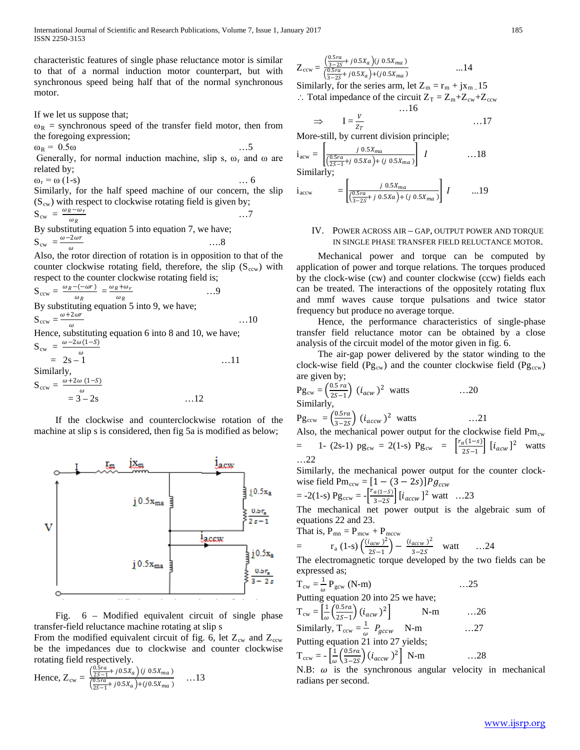characteristic features of single phase reluctance motor is similar to that of a normal induction motor counterpart, but with synchronous speed being half that of the normal synchronous motor.

If we let us suppose that;

$\omega_R$ = synchronous speed of the transfer field motor, then from the foregoing expression;

$$\omega_R = 0.5\omega \quad \ldots 5$$

Generally, for normal induction machine, slip s, $\omega_r$ and $\omega$ are related by;

$$\omega_r = \omega\,(1\text{-}s) \quad \ldots 6$$

Similarly, for the half speed machine of our concern, the slip ($S_{cw}$) with respect to clockwise rotating field is given by;

$$S_{cw} = \frac{\omega_R - \omega_r}{\omega_R} \quad \ldots 7$$

By substituting equation 5 into equation 7, we have;

$$S_{cw} = \frac{\omega - 2\omega r}{\omega} \quad \ldots .8$$

Also, the rotor direction of rotation is in opposition to that of the counter clockwise rotating field, therefore, the slip ($S_{ccw}$) with respect to the counter clockwise rotating field is;

$$S_{ccw} = \frac{\omega_R - (-\omega r)}{\omega_R} = \frac{\omega_R + \omega_r}{\omega_R} \quad \ldots 9$$

By substituting equation 5 into 9, we have;

$$S_{ccw} = \frac{\omega + 2\omega r}{\omega} \quad \ldots 10$$

Hence, substituting equation 6 into 8 and 10, we have;

$$S_{cw} = \frac{\omega - 2\omega(1-S)}{\omega} = 2s - 1 \quad \ldots 11$$

Similarly,

$$S_{ccw} = \frac{\omega + 2\omega\,(1-S)}{\omega} = 3 - 2s \quad \ldots 12$$

If the clockwise and counterclockwise rotation of the machine at slip s is considered, then fig 5a is modified as below;

Fig. 6 – Modified equivalent circuit of single phase transfer-field reluctance machine rotating at slip s

From the modified equivalent circuit of fig. 6, let $Z_{cw}$ and $Z_{ccw}$ be the impedances due to clockwise and counter clockwise rotating field respectively.

Hence,
$$Z_{cw} = \frac{\left(\frac{0.5ra}{2S-1} + j0.5X_a\right)(j\;0.5X_{ma})}{\left(\frac{0.5ra}{2S-1} + j0.5X_a\right) + (j0.5X_{ma})} \quad \ldots 13$$

$$Z_{ccw} = \frac{\left(\frac{0.5ra}{3-2S} + j0.5X_a\right)(j\;0.5X_{ma})}{\left(\frac{0.5ra}{3-2S} + j0.5X_a\right) + (j0.5X_{ma})} \quad \ldots 14$$

Similarly, for the series arm, let $Z_m = r_m + jx_m$ ..15

$\therefore$ Total impedance of the circuit $Z_T = Z_m + Z_{cw} + Z_{ccw}$ …16

$$\Rightarrow \quad I = \frac{V}{Z_T} \quad \ldots 17$$

More-still, by current division principle;

$$i_{acw} = \left[\frac{j\;0.5X_{ma}}{\left(\frac{0.5ra}{2S-1} + j\;0.5Xa\right) + (j\;0.5X_{ma})}\right] I \quad \ldots 18$$

Similarly;

$$i_{accw} = \left[\frac{j\;0.5X_{ma}}{\left(\frac{0.5ra}{3-2S} + j\;0.5Xa\right) + (j\;0.5X_{ma})}\right] I \quad \ldots 19$$

## IV. Power Across Air – Gap, Output Power and Torque in Single Phase Transfer Field Reluctance Motor.

Mechanical power and torque can be computed by application of power and torque relations. The torques produced by the clock-wise (cw) and counter clockwise (ccw) fields each can be treated. The interactions of the oppositely rotating flux and mmf waves cause torque pulsations and twice stator frequency but produce no average torque.

Hence, the performance characteristics of single-phase transfer field reluctance motor can be obtained by a close analysis of the circuit model of the motor given in fig. 6.

The air-gap power delivered by the stator winding to the clock-wise field ($Pg_{cw}$) and the counter clockwise field ($Pg_{ccw}$) are given by;

$$Pg_{cw} = \left(\frac{0.5\;ra}{2S-1}\right)(i_{acw})^2 \text{ watts} \quad \ldots 20$$

Similarly,

$$Pg_{ccw} = \left(\frac{0.5ra}{3-2S}\right)(i_{accw})^2 \text{ watts} \quad \ldots 21$$

Also, the mechanical power output for the clockwise field $Pm_{cw}$

$$= 1\text{-}(2s\text{-}1)\;pg_{cw} = 2(1\text{-}s)\;Pg_{cw} = \left[\frac{r_a(1-s)}{2S-1}\right][i_{acw}]^2 \text{ watts} \quad \ldots 22$$

Similarly, the mechanical power output for the counter clock-wise field $Pm_{ccw} = [1-(3-2s)]Pg_{ccw}$

$$= -2(1\text{-}s)\;Pg_{ccw} = -\left[\frac{r_a(1-S)}{3-2S}\right][i_{accw}]^2 \text{ watt} \quad \ldots 23$$

The mechanical net power output is the algebraic sum of equations 22 and 23.

That is, $P_{mn} = P_{mcw} + P_{mccw}$

$$= r_a\,(1\text{-}s)\left(\frac{(i_{acw})^2}{2S-1}\right) - \frac{(i_{accw})^2}{3-2S} \text{ watt} \quad \ldots 24$$

The electromagnetic torque developed by the two fields can be expressed as;

$$T_{cw} = \frac{1}{\omega} P_{gcw} \text{ (N-m)} \quad \ldots 25$$

Putting equation 20 into 25 we have;

$$T_{cw} = \left[\frac{1}{\omega}\left(\frac{0.5ra}{2S-1}\right)(i_{acw})^2\right] \text{ N-m} \quad \ldots 26$$

Similarly,
$$T_{ccw} = \frac{1}{\omega} P_{gccw} \text{ N-m} \quad \ldots 27$$

Putting equation 21 into 27 yields;

$$T_{ccw} = -\left[\frac{1}{\omega}\left(\frac{0.5ra}{3-2S}\right)(i_{accw})^2\right] \text{ N-m} \quad \ldots 28$$

N.B: $\omega$ is the synchronous angular velocity in mechanical radians per second.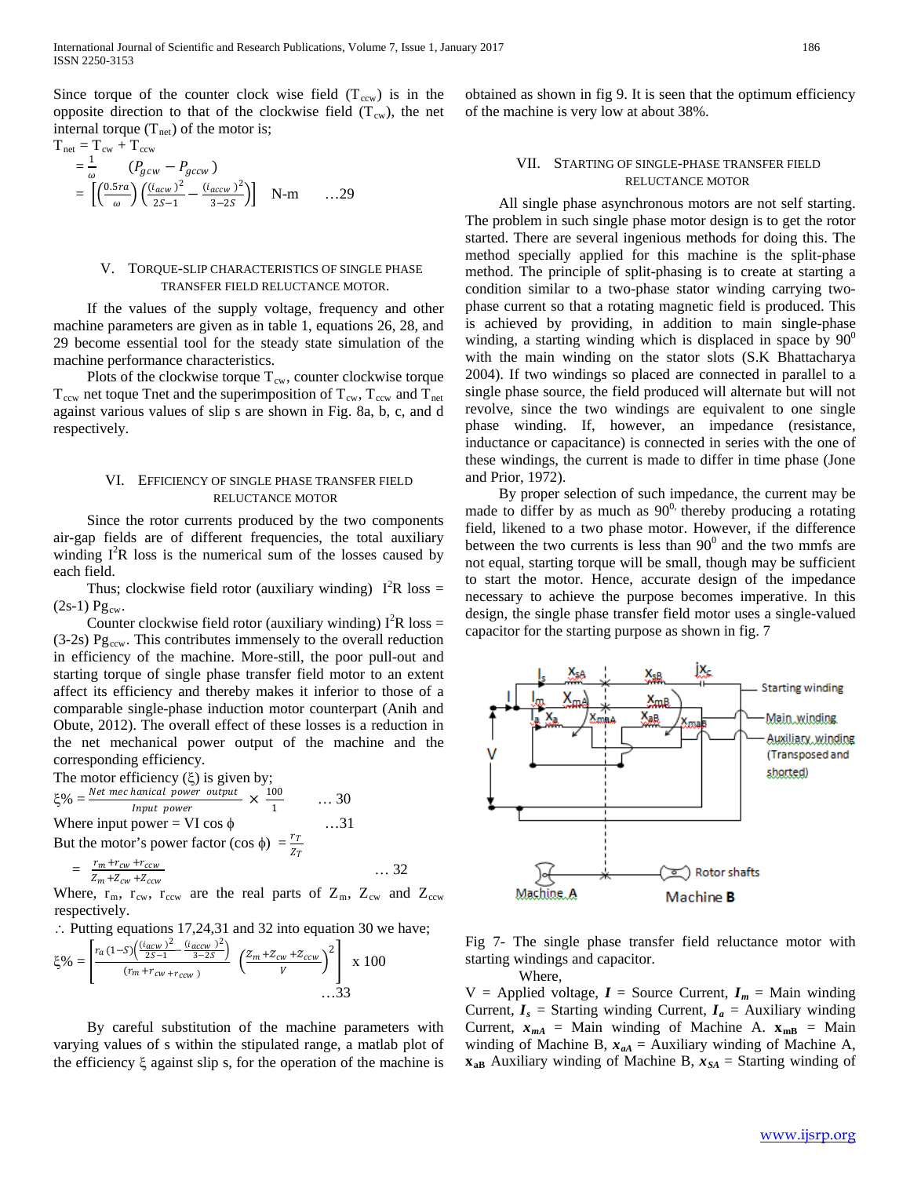Since torque of the counter clock wise field ($T_{ccw}$) is in the opposite direction to that of the clockwise field ($T_{cw}$), the net internal torque ($T_{net}$) of the motor is;

$$T_{net} = T_{cw} + T_{ccw}$$

$$= \frac{1}{\omega} \quad (P_{gcw} - P_{gccw})$$

$$= \left[\left(\frac{0.5ra}{\omega}\right)\left(\frac{(i_{acw})^2}{2S-1} - \frac{(i_{accw})^2}{3-2S}\right)\right] \quad \text{N-m} \qquad \ldots 29$$

## V. Torque-slip characteristics of single phase transfer field reluctance motor.

If the values of the supply voltage, frequency and other machine parameters are given as in table 1, equations 26, 28, and 29 become essential tool for the steady state simulation of the machine performance characteristics.

Plots of the clockwise torque $T_{cw}$, counter clockwise torque $T_{ccw}$ net toque Tnet and the superimposition of $T_{cw}$, $T_{ccw}$ and $T_{net}$ against various values of slip s are shown in Fig. 8a, b, c, and d respectively.

## VI. Efficiency of single phase transfer field reluctance motor

Since the rotor currents produced by the two components air-gap fields are of different frequencies, the total auxiliary winding $I^2R$ loss is the numerical sum of the losses caused by each field.

Thus; clockwise field rotor (auxiliary winding) $I^2R$ loss = $(2s-1)$ $Pg_{cw}$.

Counter clockwise field rotor (auxiliary winding) $I^2R$ loss = $(3-2s)$ $Pg_{ccw}$. This contributes immensely to the overall reduction in efficiency of the machine. More-still, the poor pull-out and starting torque of single phase transfer field motor to an extent affect its efficiency and thereby makes it inferior to those of a comparable single-phase induction motor counterpart (Anih and Obute, 2012). The overall effect of these losses is a reduction in the net mechanical power output of the machine and the corresponding efficiency.

The motor efficiency ($\xi$) is given by;

$$\xi\% = \frac{Net\ mechanical\ power\ output}{Input\ power} \times \frac{100}{1} \qquad \ldots 30$$

Where input power = VI cos $\phi$ $\qquad \ldots 31$

But the motor's power factor (cos $\phi$) $= \frac{r_T}{Z_T}$

$$= \frac{r_m + r_{cw} + r_{ccw}}{Z_m + Z_{cw} + Z_{ccw}} \qquad \ldots 32$$

Where, $r_m$, $r_{cw}$, $r_{ccw}$ are the real parts of $Z_m$, $Z_{cw}$ and $Z_{ccw}$ respectively.

$\therefore$ Putting equations 17,24,31 and 32 into equation 30 we have;

$$\xi\% = \left[\frac{r_a(1-S)\left(\frac{(i_{acw})^2}{2S-1} - \frac{(i_{accw})^2}{3-2S}\right)}{(r_m + r_{cw} + r_{ccw})} \left(\frac{Z_m + Z_{cw} + Z_{ccw}}{V}\right)^2\right] \text{ x } 100 \qquad \ldots 33$$

By careful substitution of the machine parameters with varying values of s within the stipulated range, a matlab plot of the efficiency $\xi$ against slip s, for the operation of the machine is obtained as shown in fig 9. It is seen that the optimum efficiency of the machine is very low at about 38%.

## VII. Starting of single-phase transfer field reluctance motor

All single phase asynchronous motors are not self starting. The problem in such single phase motor design is to get the rotor started. There are several ingenious methods for doing this. The method specially applied for this machine is the split-phase method. The principle of split-phasing is to create at starting a condition similar to a two-phase stator winding carrying two-phase current so that a rotating magnetic field is produced. This is achieved by providing, in addition to main single-phase winding, a starting winding which is displaced in space by $90^0$ with the main winding on the stator slots (S.K Bhattacharya 2004). If two windings so placed are connected in parallel to a single phase source, the field produced will alternate but will not revolve, since the two windings are equivalent to one single phase winding. If, however, an impedance (resistance, inductance or capacitance) is connected in series with the one of these windings, the current is made to differ in time phase (Jone and Prior, 1972).

By proper selection of such impedance, the current may be made to differ by as much as $90^0$, thereby producing a rotating field, likened to a two phase motor. However, if the difference between the two currents is less than $90^0$ and the two mmfs are not equal, starting torque will be small, though may be sufficient to start the motor. Hence, accurate design of the impedance necessary to achieve the purpose becomes imperative. In this design, the single phase transfer field motor uses a single-valued capacitor for the starting purpose as shown in fig. 7

Fig 7- The single phase transfer field reluctance motor with starting windings and capacitor.

Where,

V = Applied voltage, $\boldsymbol{I}$ = Source Current, $\boldsymbol{I_m}$ = Main winding Current, $\boldsymbol{I_s}$ = Starting winding Current, $\boldsymbol{I_a}$ = Auxiliary winding Current, $x_{mA}$ = Main winding of Machine A. $\mathbf{x_{mB}}$ = Main winding of Machine B, $x_{aA}$ = Auxiliary winding of Machine A, $\mathbf{x_{aB}}$ Auxiliary winding of Machine B, $x_{SA}$ = Starting winding of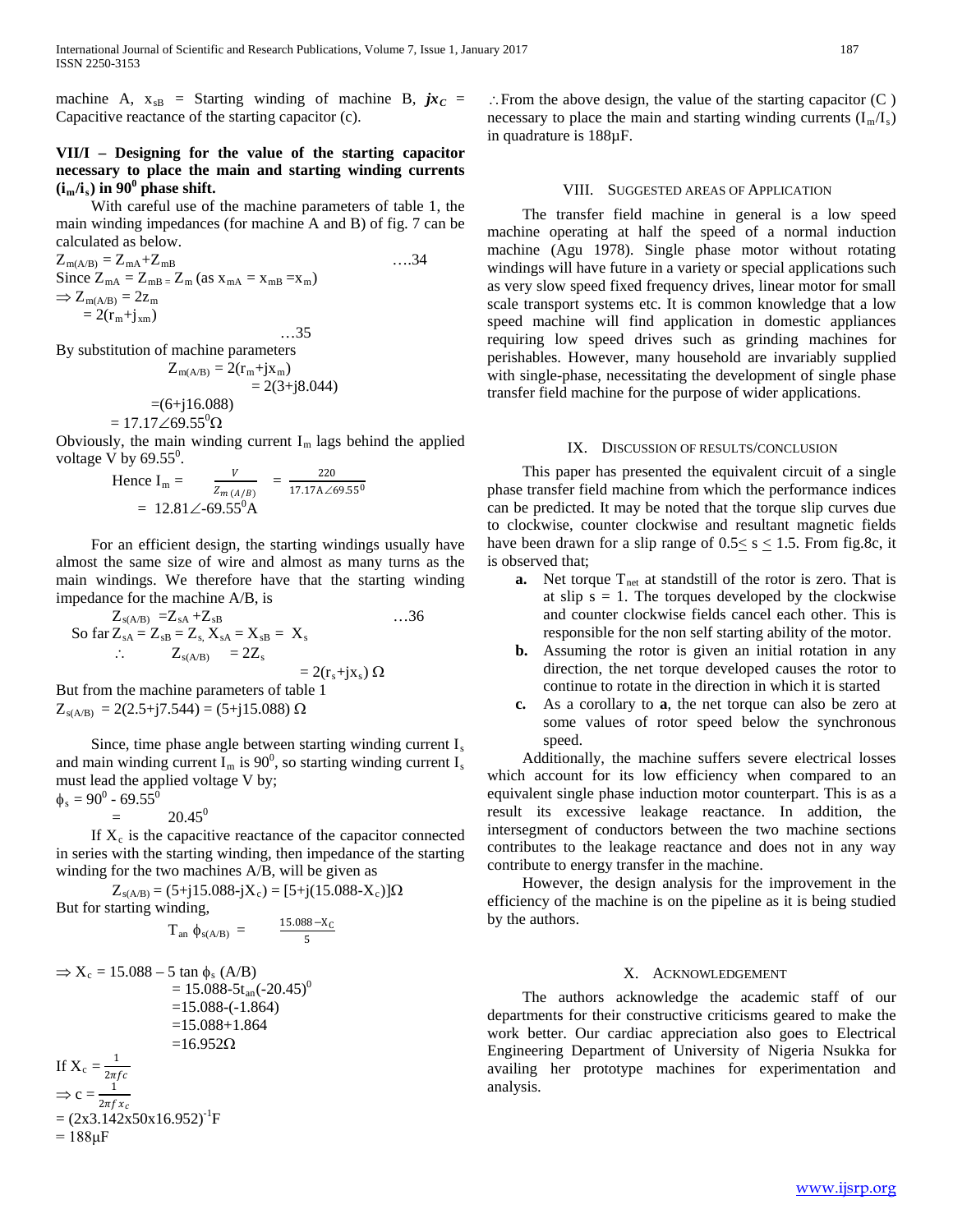machine A, $x_{sB}$ = Starting winding of machine B, $jx_C$ = Capacitive reactance of the starting capacitor (c).

### VII/I – Designing for the value of the starting capacitor necessary to place the main and starting winding currents ($i_m/i_s$) in $90^0$ phase shift.

With careful use of the machine parameters of table 1, the main winding impedances (for machine A and B) of fig. 7 can be calculated as below.

$$Z_{m(A/B)} = Z_{mA}+Z_{mB} \quad \text{….34}$$

Since $Z_{mA} = Z_{mB} = Z_m$ (as $x_{mA} = x_{mB} = x_m$)

$\Rightarrow Z_{m(A/B)} = 2z_m$

$= 2(r_m+j_{xm})$

…35

By substitution of machine parameters

$$Z_{m(A/B)} = 2(r_m+jx_m)$$

$$= 2(3+j8.044)$$

$$=(6+j16.088)$$

$$= 17.17\angle 69.55^0\Omega$$

Obviously, the main winding current $I_m$ lags behind the applied voltage V by $69.55^0$.

$$\text{Hence } I_m = \frac{V}{Z_{m\,(A/B)}} = \frac{220}{17.17A\angle 69.55^0}$$

$$= 12.81\angle\text{-}69.55^0 A$$

For an efficient design, the starting windings usually have almost the same size of wire and almost as many turns as the main windings. We therefore have that the starting winding impedance for the machine A/B, is

$$Z_{s(A/B)} = Z_{sA} + Z_{sB} \quad \text{…36}$$

So far $Z_{sA} = Z_{sB} = Z_s$, $X_{sA} = X_{sB} = X_s$

$\therefore \quad Z_{s(A/B)} = 2Z_s$

$= 2(r_s+jx_s)\ \Omega$

But from the machine parameters of table 1

$Z_{s(A/B)} = 2(2.5+j7.544) = (5+j15.088)\ \Omega$

Since, time phase angle between starting winding current $I_s$ and main winding current $I_m$ is $90^0$, so starting winding current $I_s$ must lead the applied voltage V by;

$\phi_s = 90^0 - 69.55^0$

$= 20.45^0$

If $X_c$ is the capacitive reactance of the capacitor connected in series with the starting winding, then impedance of the starting winding for the two machines A/B, will be given as

$$Z_{s(A/B)} = (5+j15.088\text{-}jX_c) = [5+j(15.088\text{-}X_c)]\Omega$$

But for starting winding,

$$T_{an}\ \phi_{s(A/B)} = \frac{15.088 - X_C}{5}$$

$\Rightarrow X_c = 15.088 - 5 \tan \phi_s$ (A/B)

$= 15.088\text{-}5t_{an}(\text{-}20.45)^0$

$=15.088\text{-}(\text{-}1.864)$

$=15.088+1.864$

$=16.952\Omega$

If $X_c = \frac{1}{2\pi fc}$

$\Rightarrow c = \frac{1}{2\pi f x_c}$

$= (2\text{x}3.142\text{x}50\text{x}16.952)^{-1}$F

$= 188\mu$F

$\therefore$ From the above design, the value of the starting capacitor (C ) necessary to place the main and starting winding currents ($I_m/I_s$) in quadrature is 188µF.

## VIII. Suggested Areas of Application

The transfer field machine in general is a low speed machine operating at half the speed of a normal induction machine (Agu 1978). Single phase motor without rotating windings will have future in a variety or special applications such as very slow speed fixed frequency drives, linear motor for small scale transport systems etc. It is common knowledge that a low speed machine will find application in domestic appliances requiring low speed drives such as grinding machines for perishables. However, many household are invariably supplied with single-phase, necessitating the development of single phase transfer field machine for the purpose of wider applications.

## IX. Discussion of results/conclusion

This paper has presented the equivalent circuit of a single phase transfer field machine from which the performance indices can be predicted. It may be noted that the torque slip curves due to clockwise, counter clockwise and resultant magnetic fields have been drawn for a slip range of $0.5 \leq s \leq 1.5$. From fig.8c, it is observed that;

- **a.** Net torque $T_{net}$ at standstill of the rotor is zero. That is at slip s = 1. The torques developed by the clockwise and counter clockwise fields cancel each other. This is responsible for the non self starting ability of the motor.
- **b.** Assuming the rotor is given an initial rotation in any direction, the net torque developed causes the rotor to continue to rotate in the direction in which it is started
- **c.** As a corollary to **a**, the net torque can also be zero at some values of rotor speed below the synchronous speed.

Additionally, the machine suffers severe electrical losses which account for its low efficiency when compared to an equivalent single phase induction motor counterpart. This is as a result its excessive leakage reactance. In addition, the intersegment of conductors between the two machine sections contributes to the leakage reactance and does not in any way contribute to energy transfer in the machine.

However, the design analysis for the improvement in the efficiency of the machine is on the pipeline as it is being studied by the authors.

## X. Acknowledgement

The authors acknowledge the academic staff of our departments for their constructive criticisms geared to make the work better. Our cardiac appreciation also goes to Electrical Engineering Department of University of Nigeria Nsukka for availing her prototype machines for experimentation and analysis.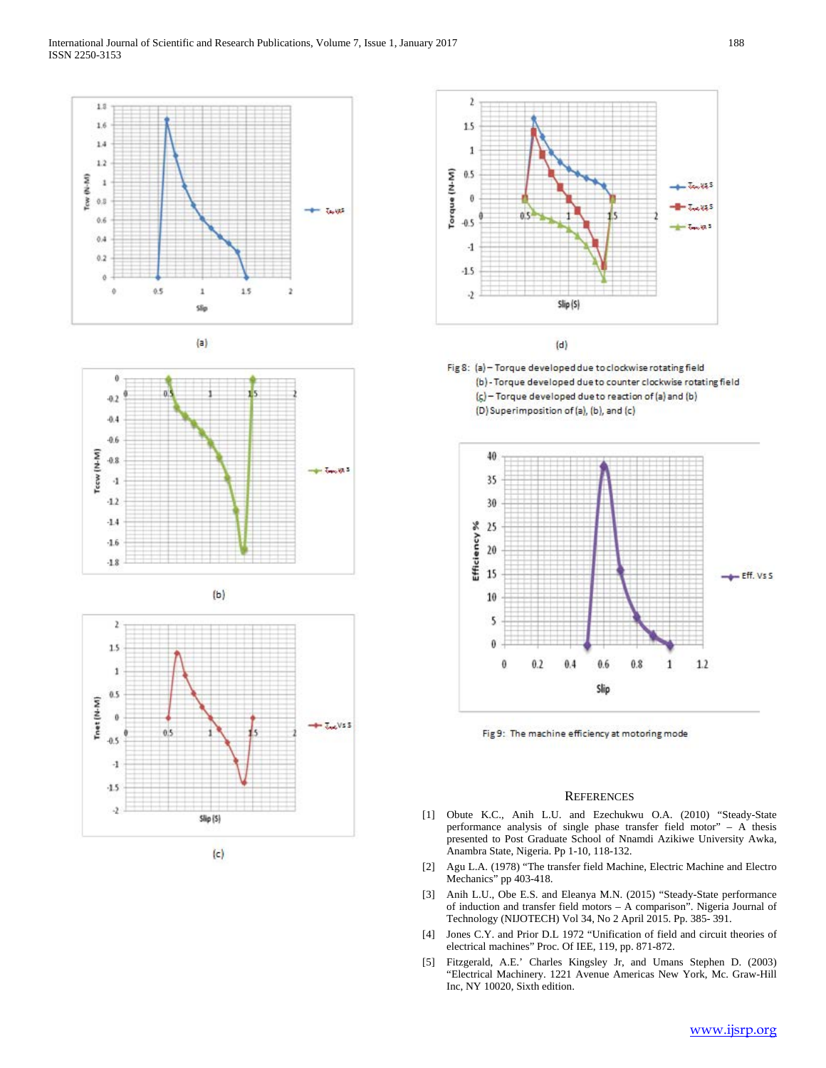(a)

(b)

(c)

(d)

Fig 8: (a) – Torque developed due to clockwise rotating field
(b) - Torque developed due to counter clockwise rotating field
(c) – Torque developed due to reaction of (a) and (b)
(D) Superimposition of (a), (b), and (c)

Fig 9: The machine efficiency at motoring mode

## REFERENCES

[1] Obute K.C., Anih L.U. and Ezechukwu O.A. (2010) "Steady-State performance analysis of single phase transfer field motor" – A thesis presented to Post Graduate School of Nnamdi Azikiwe University Awka, Anambra State, Nigeria. Pp 1-10, 118-132.

[2] Agu L.A. (1978) "The transfer field Machine, Electric Machine and Electro Mechanics" pp 403-418.

[3] Anih L.U., Obe E.S. and Eleanya M.N. (2015) "Steady-State performance of induction and transfer field motors – A comparison". Nigeria Journal of Technology (NIJOTECH) Vol 34, No 2 April 2015. Pp. 385- 391.

[4] Jones C.Y. and Prior D.L 1972 "Unification of field and circuit theories of electrical machines" Proc. Of IEE, 119, pp. 871-872.

[5] Fitzgerald, A.E.' Charles Kingsley Jr, and Umans Stephen D. (2003) "Electrical Machinery. 1221 Avenue Americas New York, Mc. Graw-Hill Inc, NY 10020, Sixth edition.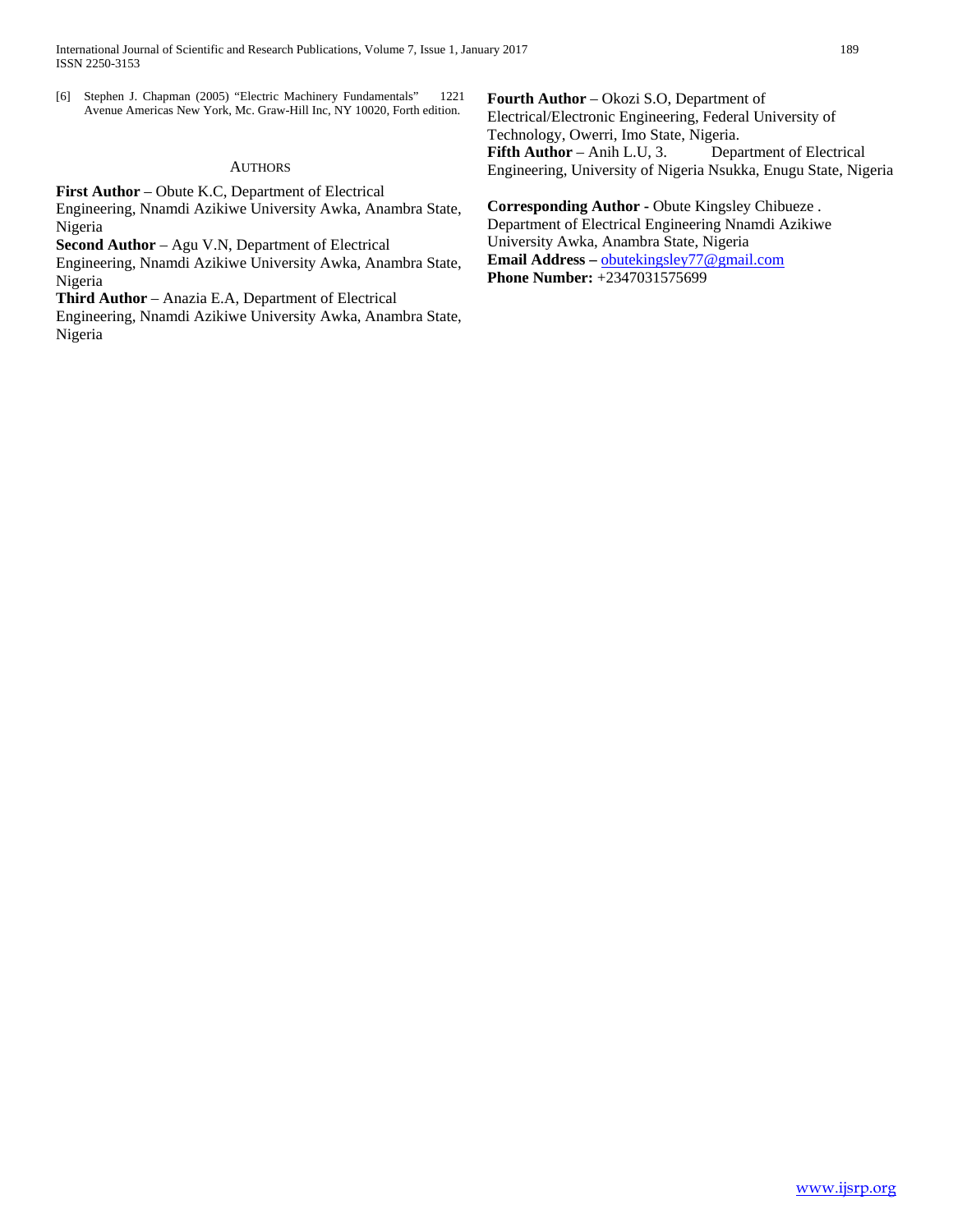[6] Stephen J. Chapman (2005) "Electric Machinery Fundamentals" 1221 Avenue Americas New York, Mc. Graw-Hill Inc, NY 10020, Forth edition.

## AUTHORS

**First Author** – Obute K.C, Department of Electrical Engineering, Nnamdi Azikiwe University Awka, Anambra State, Nigeria

**Second Author** – Agu V.N, Department of Electrical Engineering, Nnamdi Azikiwe University Awka, Anambra State, Nigeria

**Third Author** – Anazia E.A, Department of Electrical Engineering, Nnamdi Azikiwe University Awka, Anambra State, Nigeria

**Fourth Author** – Okozi S.O, Department of Electrical/Electronic Engineering, Federal University of Technology, Owerri, Imo State, Nigeria.

**Fifth Author** – Anih L.U, 3. Department of Electrical Engineering, University of Nigeria Nsukka, Enugu State, Nigeria

**Corresponding Author** - Obute Kingsley Chibueze . Department of Electrical Engineering Nnamdi Azikiwe University Awka, Anambra State, Nigeria
**Email Address –** obutekingsley77@gmail.com
**Phone Number:** +2347031575699